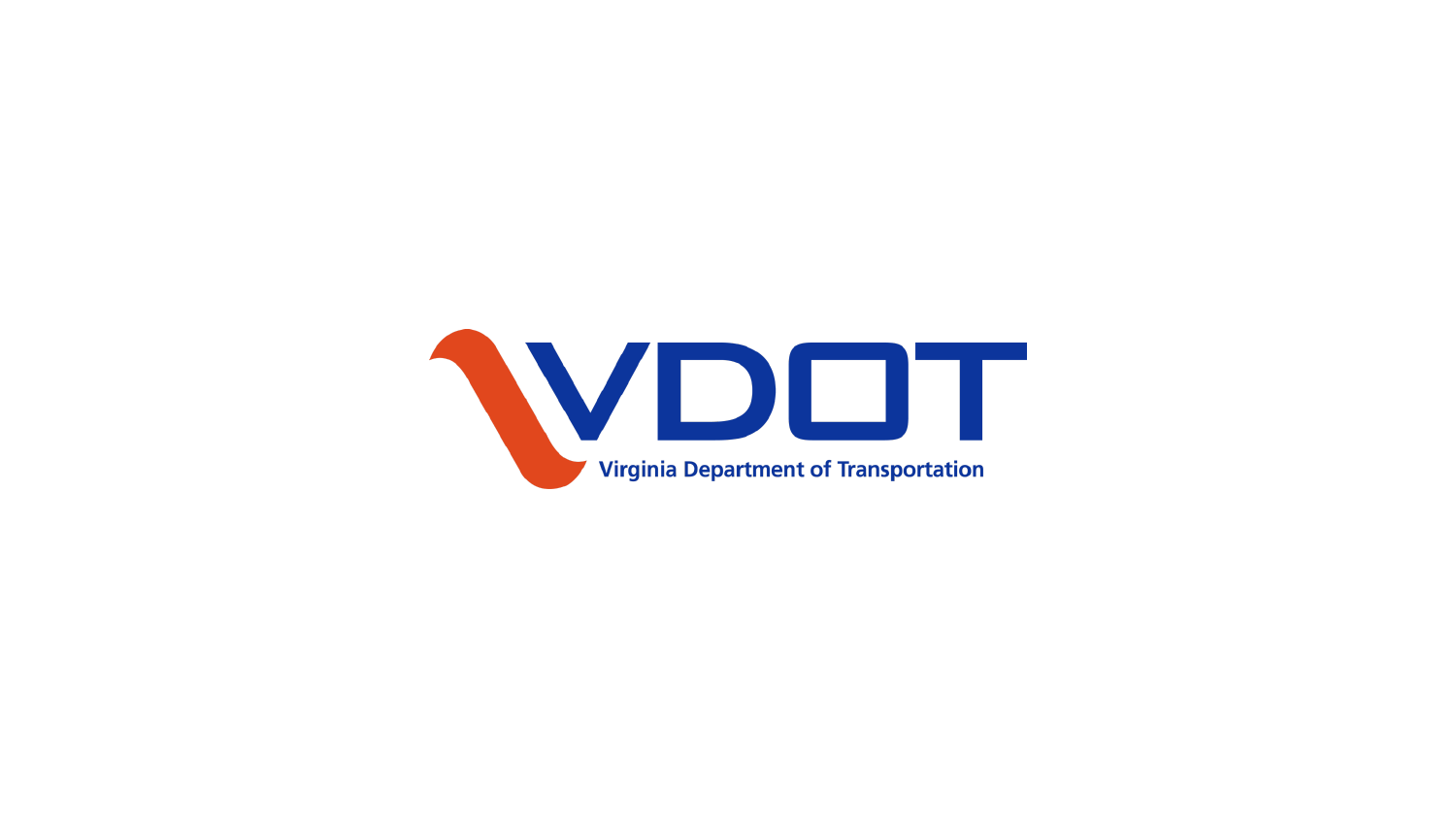VDOT

Virginia Department of Transportation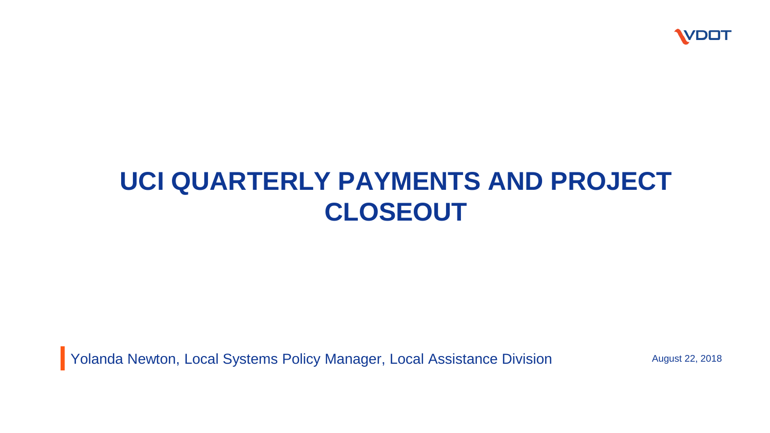# UCI QUARTERLY PAYMENTS AND PROJECT CLOSEOUT

Yolanda Newton, Local Systems Policy Manager, Local Assistance Division

August 22, 2018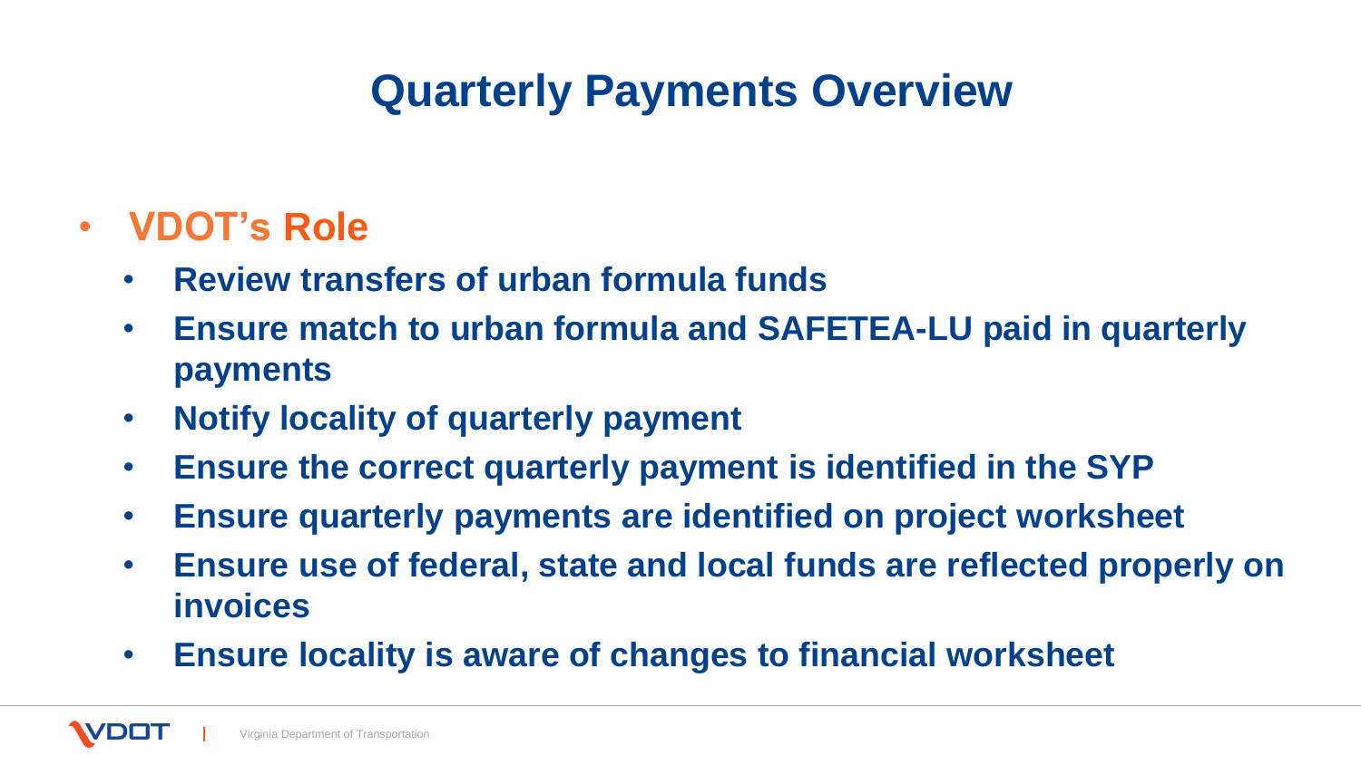# Quarterly Payments Overview

- **VDOT's Role**
  - **Review transfers of urban formula funds**
  - **Ensure match to urban formula and SAFETEA-LU paid in quarterly payments**
  - **Notify locality of quarterly payment**
  - **Ensure the correct quarterly payment is identified in the SYP**
  - **Ensure quarterly payments are identified on project worksheet**
  - **Ensure use of federal, state and local funds are reflected properly on invoices**
  - **Ensure locality is aware of changes to financial worksheet**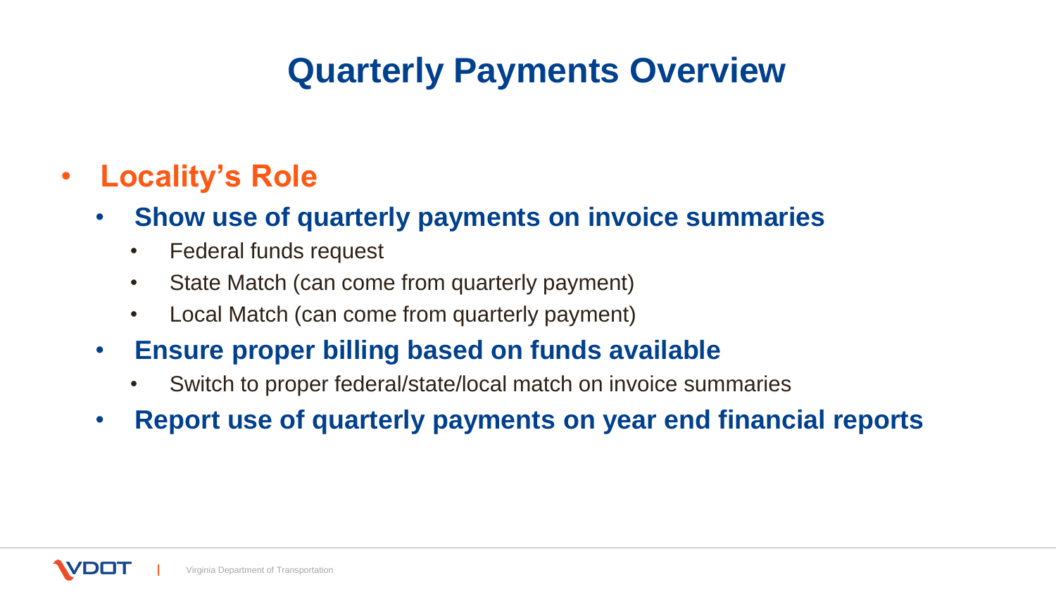# Quarterly Payments Overview

- **Locality's Role**
  - **Show use of quarterly payments on invoice summaries**
    - Federal funds request
    - State Match (can come from quarterly payment)
    - Local Match (can come from quarterly payment)
  - **Ensure proper billing based on funds available**
    - Switch to proper federal/state/local match on invoice summaries
  - **Report use of quarterly payments on year end financial reports**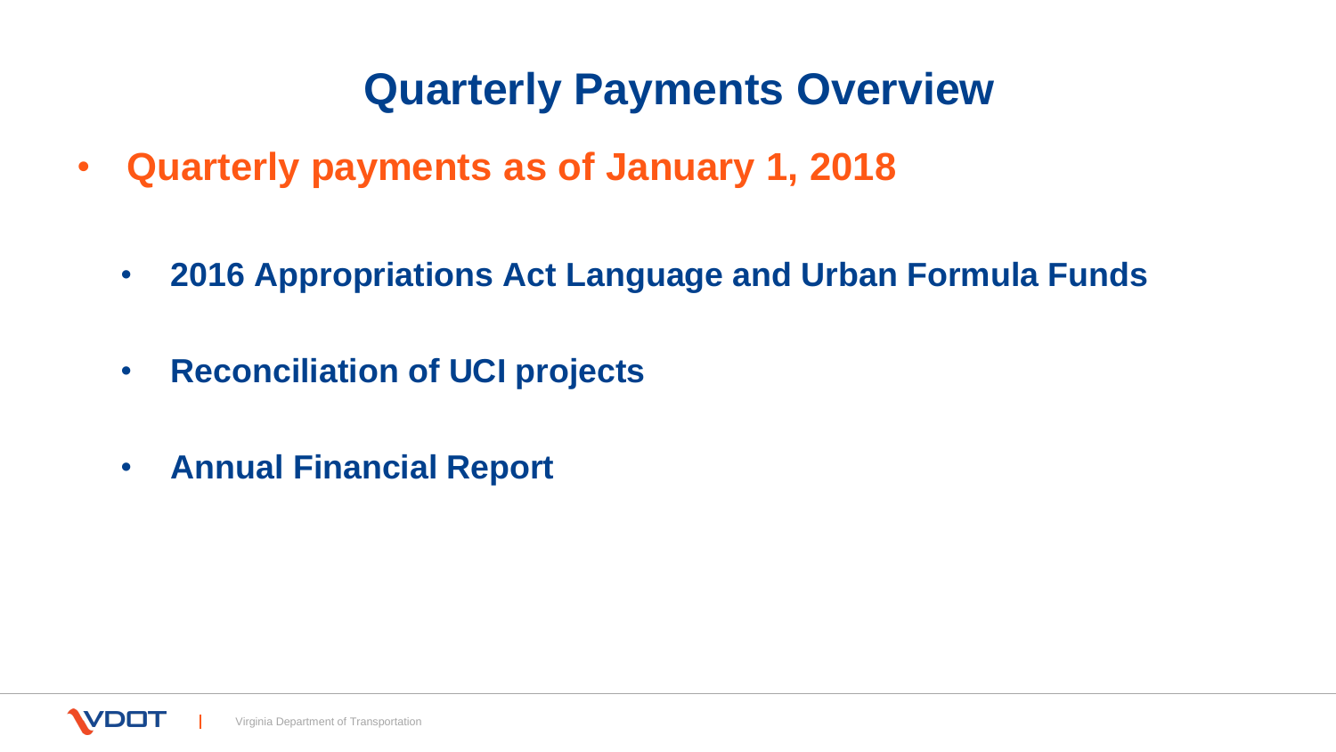# Quarterly Payments Overview

- **Quarterly payments as of January 1, 2018**
  - **2016 Appropriations Act Language and Urban Formula Funds**
  - **Reconciliation of UCI projects**
  - **Annual Financial Report**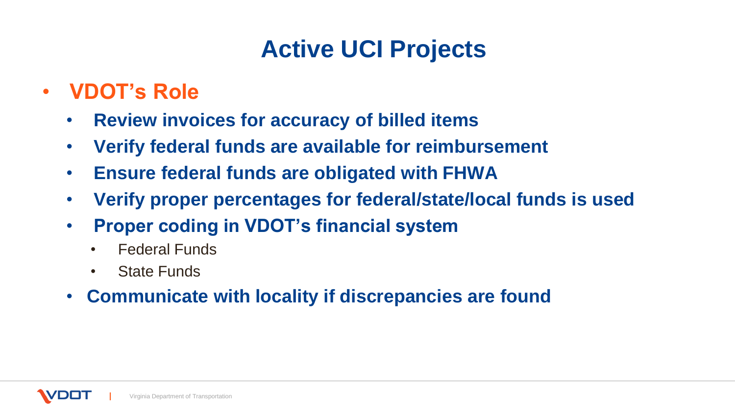# Active UCI Projects

- **VDOT's Role**
  - **Review invoices for accuracy of billed items**
  - **Verify federal funds are available for reimbursement**
  - **Ensure federal funds are obligated with FHWA**
  - **Verify proper percentages for federal/state/local funds is used**
  - **Proper coding in VDOT's financial system**
    - Federal Funds
    - State Funds
  - **Communicate with locality if discrepancies are found**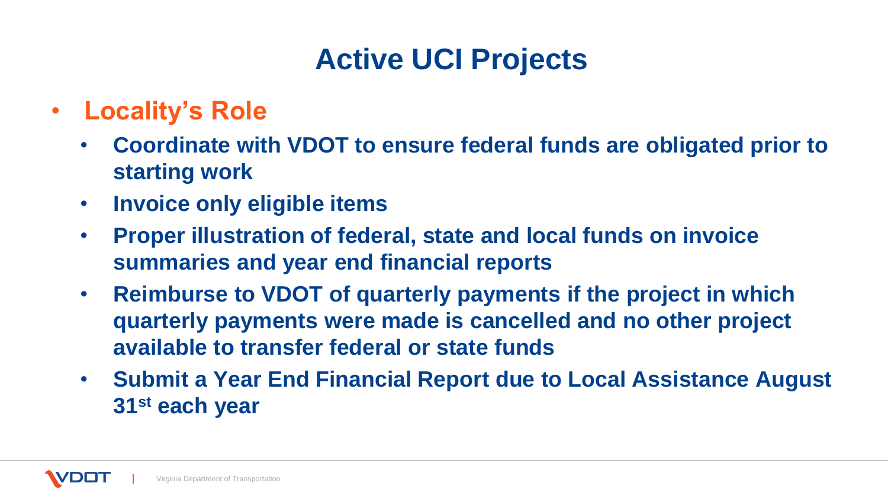# Active UCI Projects

- **Locality's Role**
  - **Coordinate with VDOT to ensure federal funds are obligated prior to starting work**
  - **Invoice only eligible items**
  - **Proper illustration of federal, state and local funds on invoice summaries and year end financial reports**
  - **Reimburse to VDOT of quarterly payments if the project in which quarterly payments were made is cancelled and no other project available to transfer federal or state funds**
  - **Submit a Year End Financial Report due to Local Assistance August 31st each year**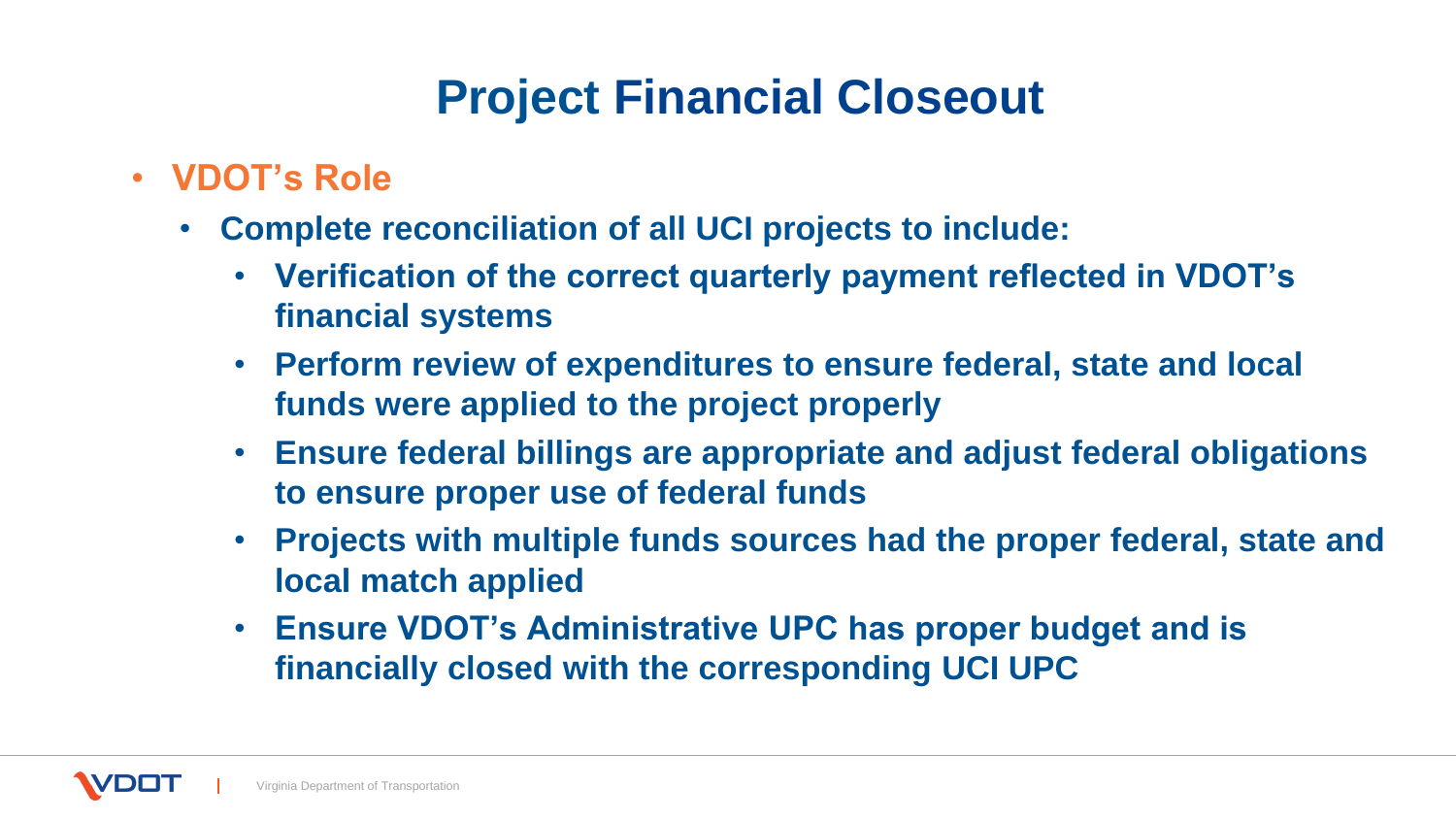# Project Financial Closeout

- **VDOT's Role**
  - **Complete reconciliation of all UCI projects to include:**
    - **Verification of the correct quarterly payment reflected in VDOT's financial systems**
    - **Perform review of expenditures to ensure federal, state and local funds were applied to the project properly**
    - **Ensure federal billings are appropriate and adjust federal obligations to ensure proper use of federal funds**
    - **Projects with multiple funds sources had the proper federal, state and local match applied**
    - **Ensure VDOT's Administrative UPC has proper budget and is financially closed with the corresponding UCI UPC**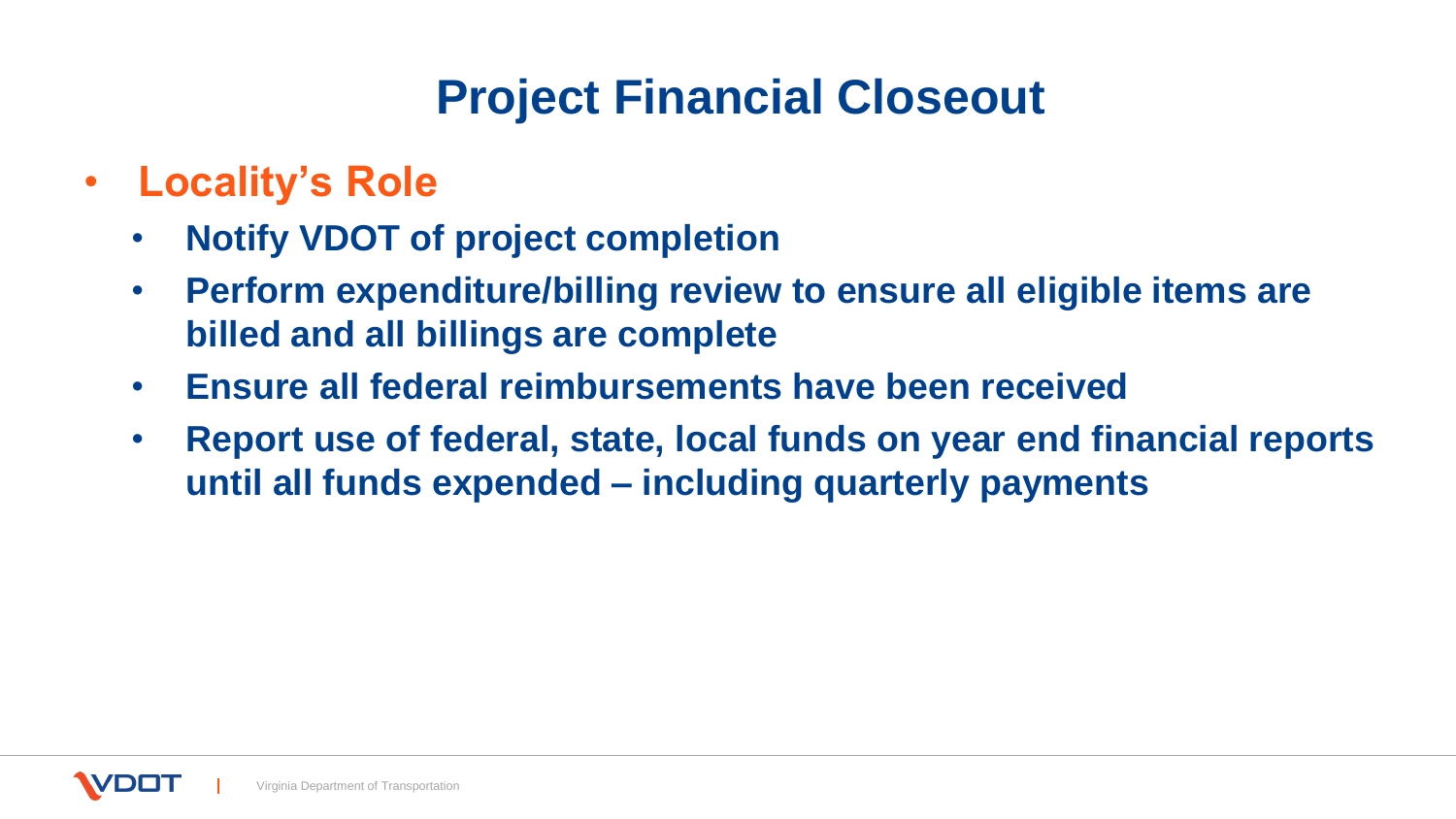# Project Financial Closeout

- **Locality's Role**
  - **Notify VDOT of project completion**
  - **Perform expenditure/billing review to ensure all eligible items are billed and all billings are complete**
  - **Ensure all federal reimbursements have been received**
  - **Report use of federal, state, local funds on year end financial reports until all funds expended – including quarterly payments**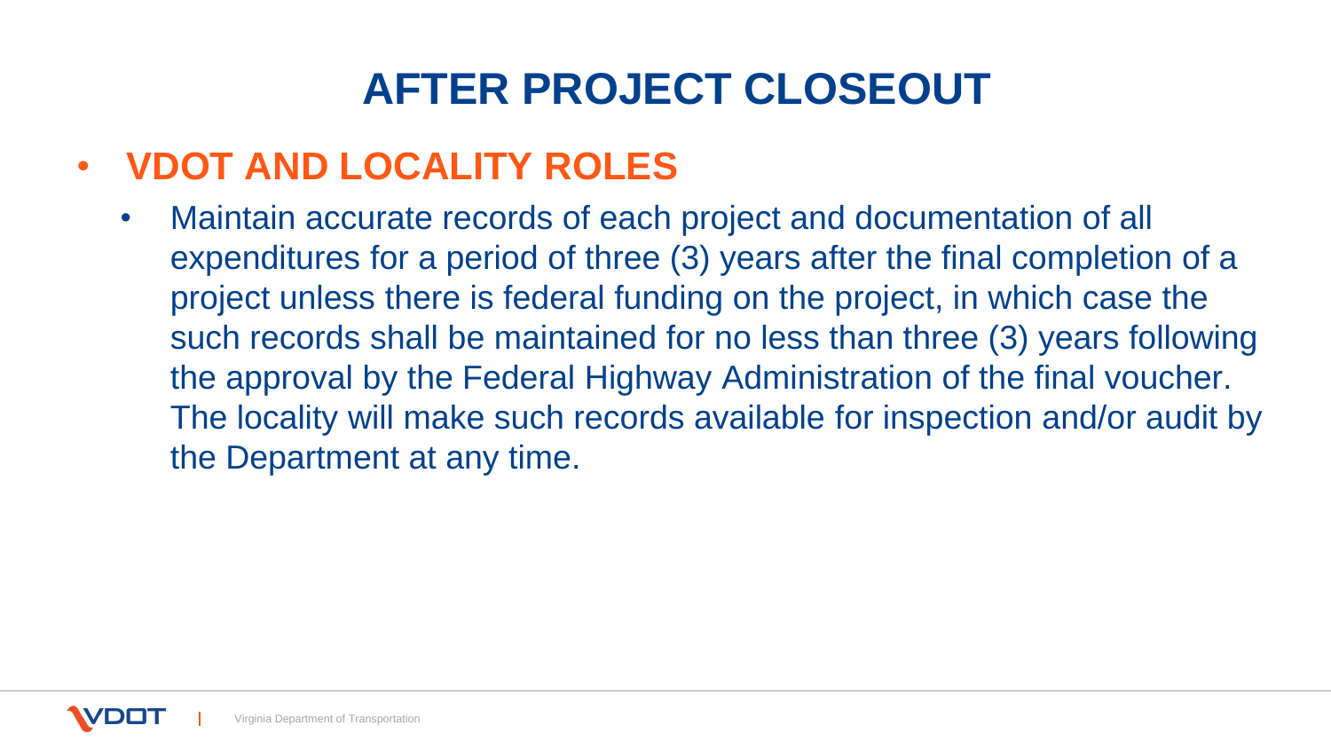# AFTER PROJECT CLOSEOUT

- **VDOT AND LOCALITY ROLES**
  - Maintain accurate records of each project and documentation of all expenditures for a period of three (3) years after the final completion of a project unless there is federal funding on the project, in which case the such records shall be maintained for no less than three (3) years following the approval by the Federal Highway Administration of the final voucher. The locality will make such records available for inspection and/or audit by the Department at any time.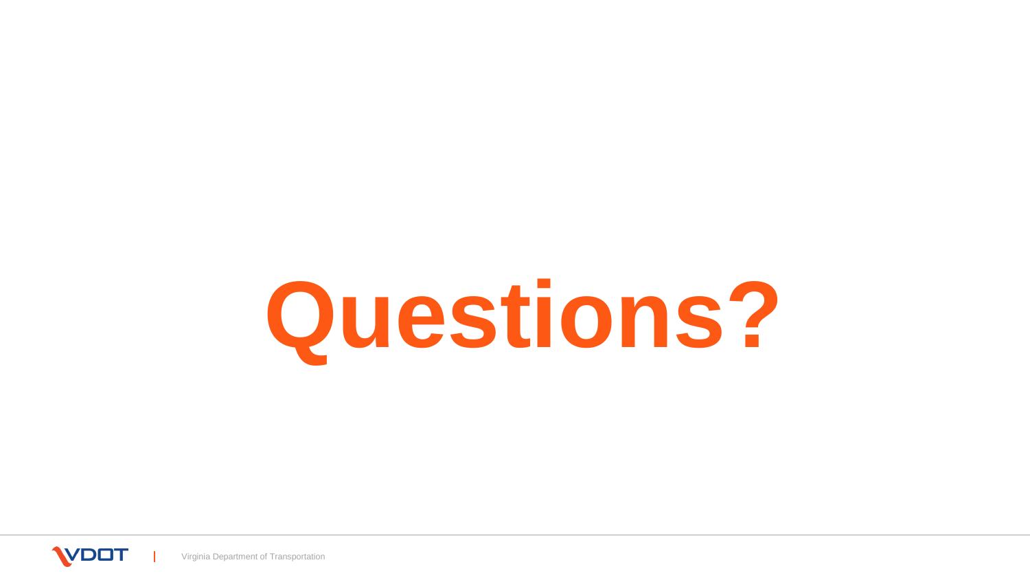# Questions?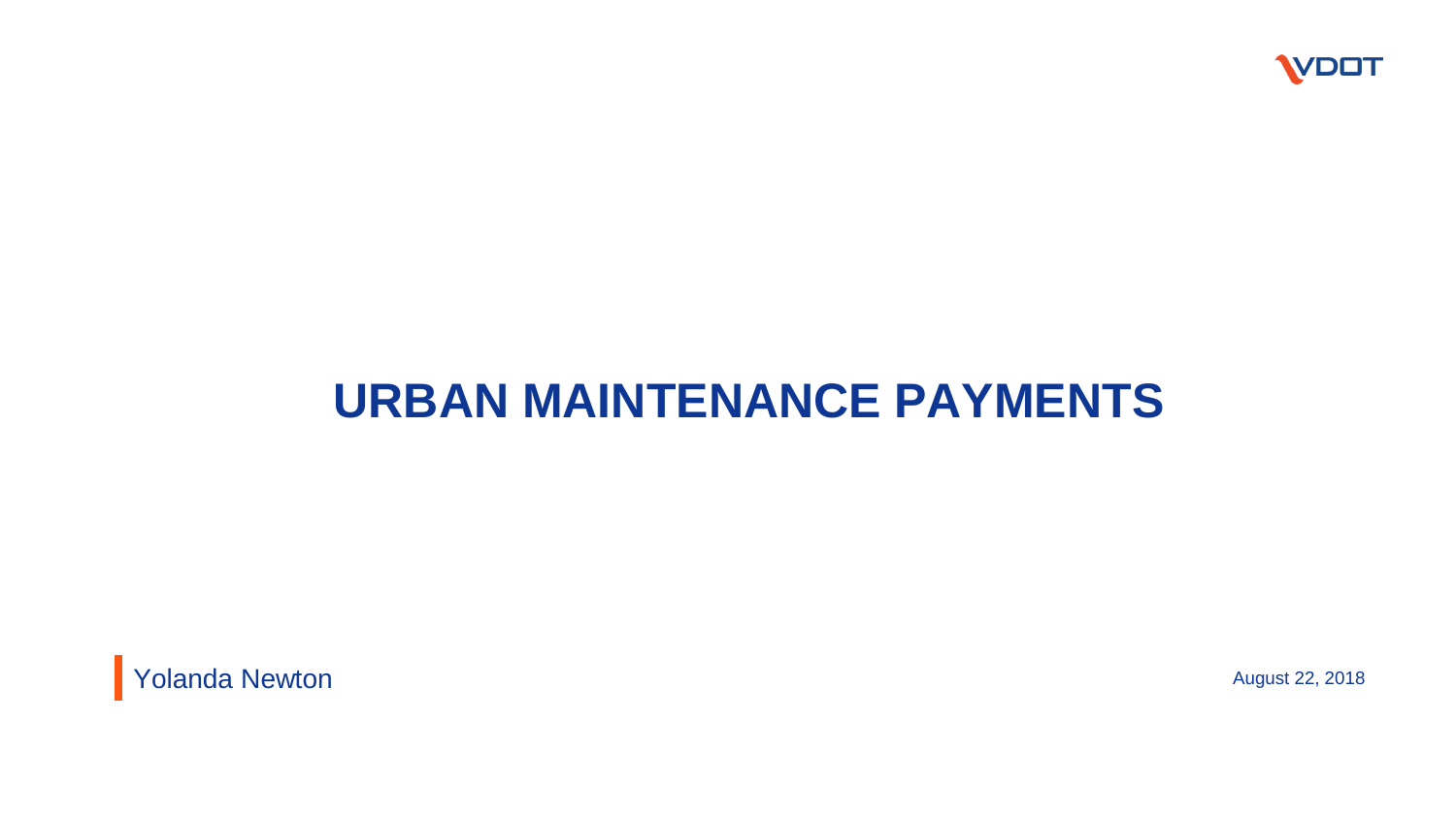# URBAN MAINTENANCE PAYMENTS

Yolanda Newton

August 22, 2018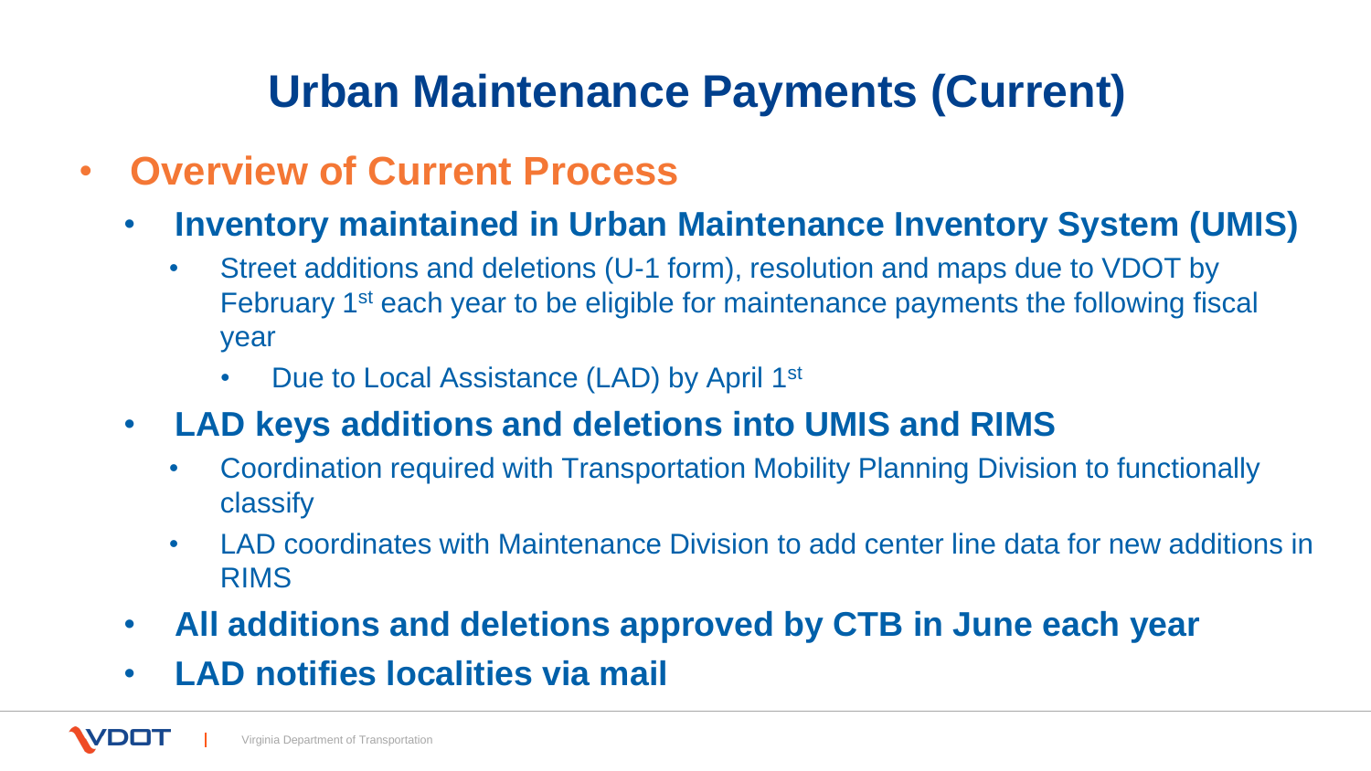# Urban Maintenance Payments (Current)

- **Overview of Current Process**
  - **Inventory maintained in Urban Maintenance Inventory System (UMIS)**
    - Street additions and deletions (U-1 form), resolution and maps due to VDOT by February 1st each year to be eligible for maintenance payments the following fiscal year
      - Due to Local Assistance (LAD) by April 1st
  - **LAD keys additions and deletions into UMIS and RIMS**
    - Coordination required with Transportation Mobility Planning Division to functionally classify
    - LAD coordinates with Maintenance Division to add center line data for new additions in RIMS
  - **All additions and deletions approved by CTB in June each year**
  - **LAD notifies localities via mail**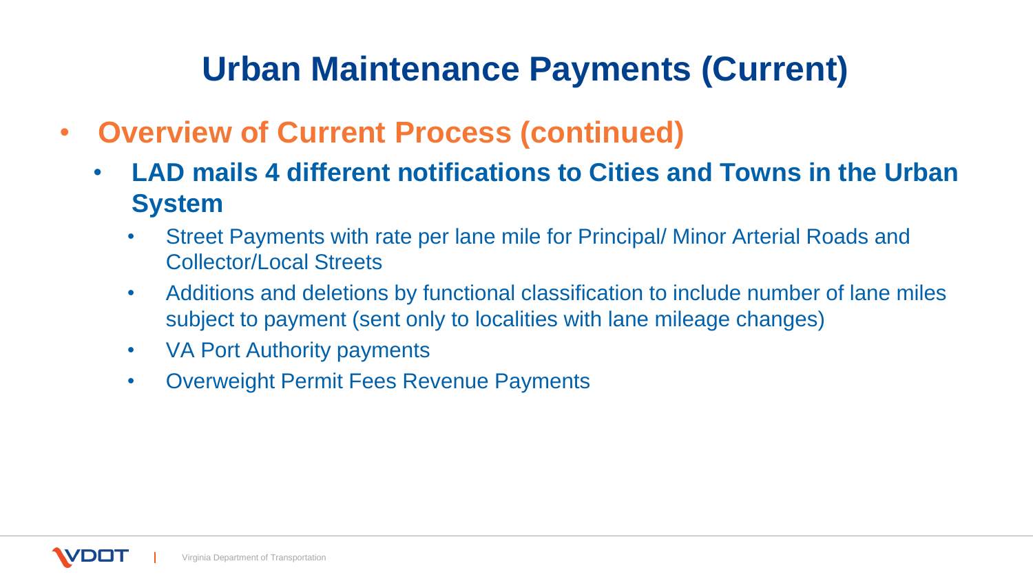# Urban Maintenance Payments (Current)

- **Overview of Current Process (continued)**
  - **LAD mails 4 different notifications to Cities and Towns in the Urban System**
    - Street Payments with rate per lane mile for Principal/ Minor Arterial Roads and Collector/Local Streets
    - Additions and deletions by functional classification to include number of lane miles subject to payment (sent only to localities with lane mileage changes)
    - VA Port Authority payments
    - Overweight Permit Fees Revenue Payments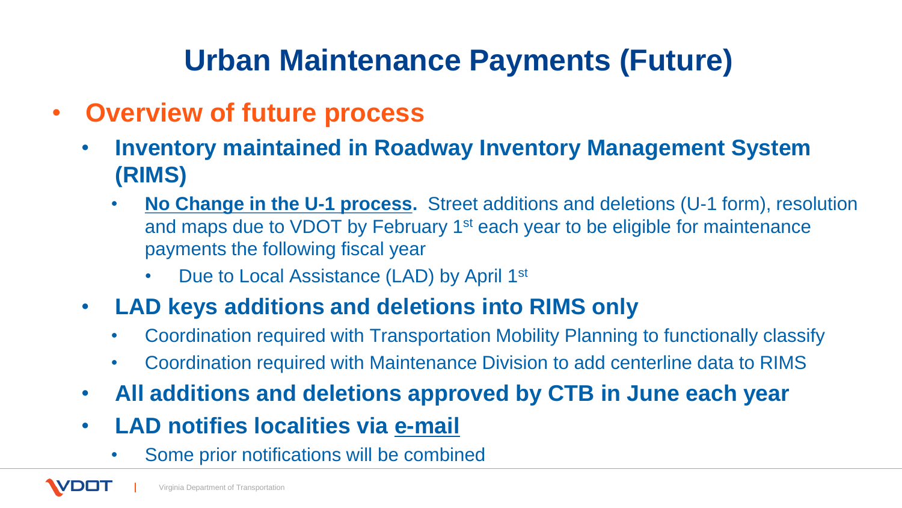# Urban Maintenance Payments (Future)

- **Overview of future process**
  - **Inventory maintained in Roadway Inventory Management System (RIMS)**
    - **No Change in the U-1 process.** Street additions and deletions (U-1 form), resolution and maps due to VDOT by February 1st each year to be eligible for maintenance payments the following fiscal year
      - Due to Local Assistance (LAD) by April 1st
  - **LAD keys additions and deletions into RIMS only**
    - Coordination required with Transportation Mobility Planning to functionally classify
    - Coordination required with Maintenance Division to add centerline data to RIMS
  - **All additions and deletions approved by CTB in June each year**
  - **LAD notifies localities via e-mail**
    - Some prior notifications will be combined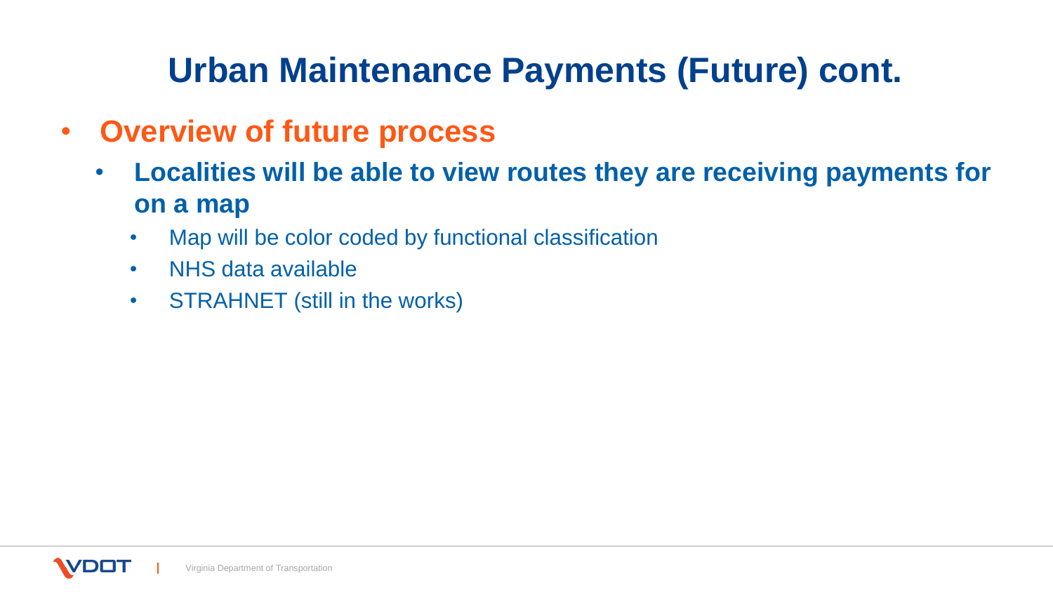# Urban Maintenance Payments (Future) cont.

- **Overview of future process**
  - **Localities will be able to view routes they are receiving payments for on a map**
    - Map will be color coded by functional classification
    - NHS data available
    - STRAHNET (still in the works)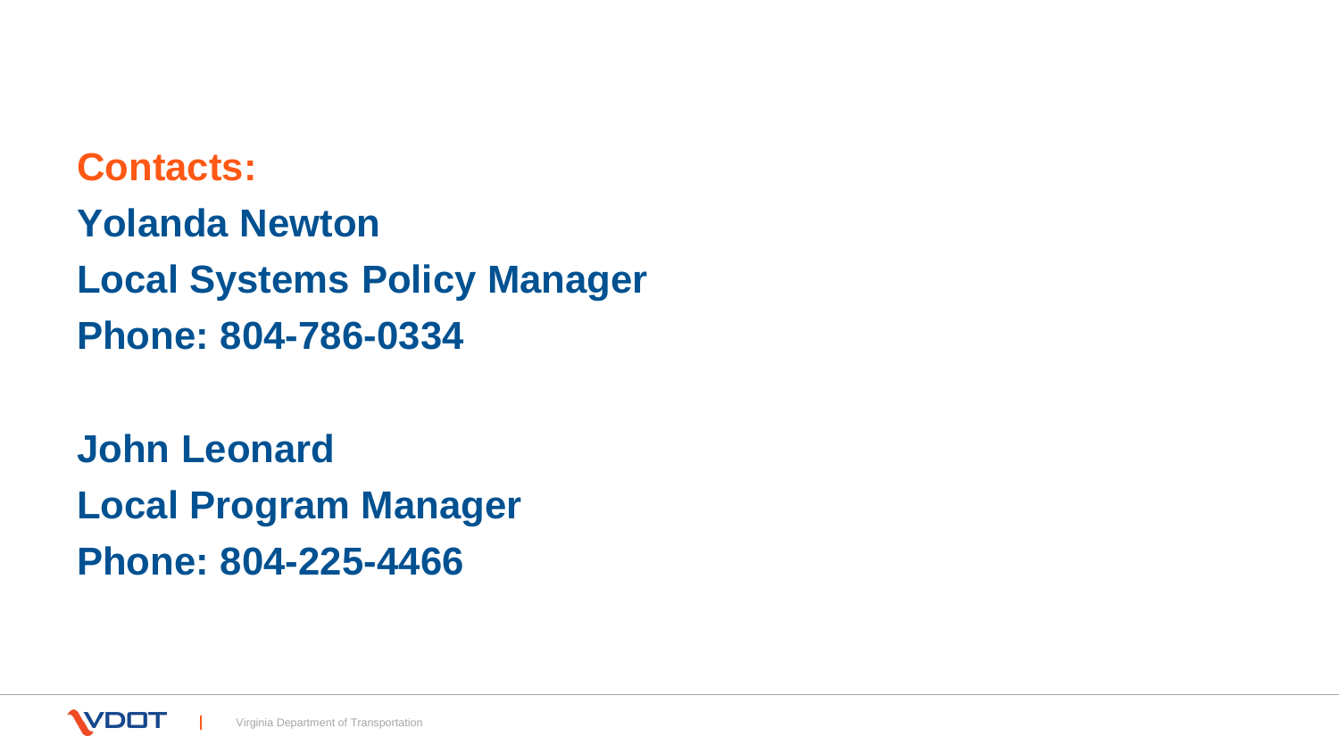## Contacts:

**Yolanda Newton**

**Local Systems Policy Manager**

**Phone: 804-786-0334**

**John Leonard**

**Local Program Manager**

**Phone: 804-225-4466**